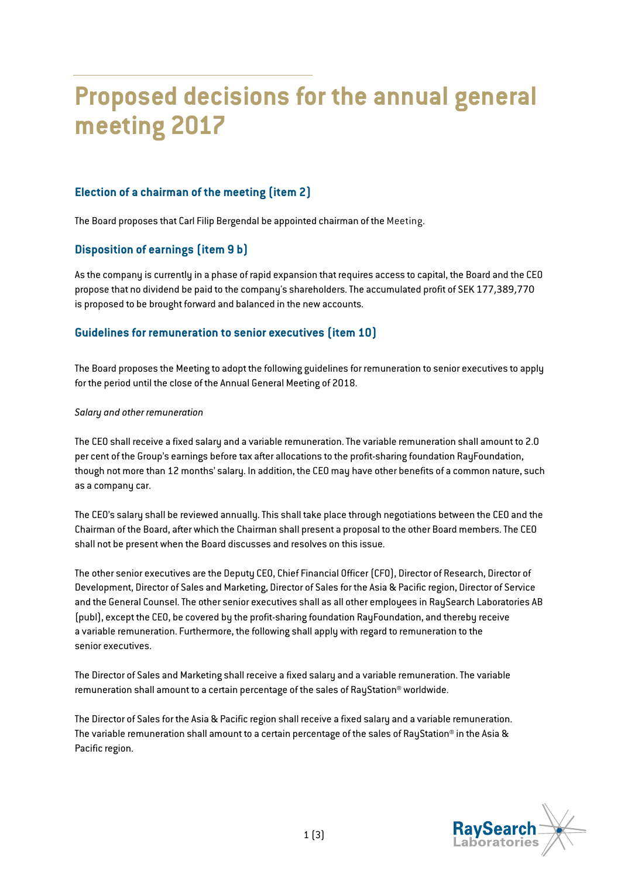# Proposed decisions for the annual general meeting 2017

## Election of a chairman of the meeting (item 2)

The Board proposes that Carl Filip Bergendal be appointed chairman of the Meeting.

## Disposition of earnings (item 9 b)

As the company is currently in a phase of rapid expansion that requires access to capital, the Board and the CEO propose that no dividend be paid to the company's shareholders. The accumulated profit of SEK 177,389,770 is proposed to be brought forward and balanced in the new accounts.

## Guidelines for remuneration to senior executives (item 10)

The Board proposes the Meeting to adopt the following guidelines for remuneration to senior executives to apply for the period until the close of the Annual General Meeting of 2018.

*Salary and other remuneration*

The CEO shall receive a fixed salary and a variable remuneration. The variable remuneration shall amount to 2.0 per cent of the Group's earnings before tax after allocations to the profit-sharing foundation RayFoundation, though not more than 12 months' salary. In addition, the CEO may have other benefits of a common nature, such as a company car.

The CEO's salary shall be reviewed annually. This shall take place through negotiations between the CEO and the Chairman of the Board, after which the Chairman shall present a proposal to the other Board members. The CEO shall not be present when the Board discusses and resolves on this issue.

The other senior executives are the Deputy CEO, Chief Financial Officer (CFO), Director of Research, Director of Development, Director of Sales and Marketing, Director of Sales for the Asia & Pacific region, Director of Service and the General Counsel. The other senior executives shall as all other employees in RaySearch Laboratories AB (publ), except the CEO, be covered by the profit-sharing foundation RayFoundation, and thereby receive a variable remuneration. Furthermore, the following shall apply with regard to remuneration to the senior executives.

The Director of Sales and Marketing shall receive a fixed salary and a variable remuneration. The variable remuneration shall amount to a certain percentage of the sales of RayStation® worldwide.

The Director of Sales for the Asia & Pacific region shall receive a fixed salary and a variable remuneration. The variable remuneration shall amount to a certain percentage of the sales of RayStation® in the Asia & Pacific region.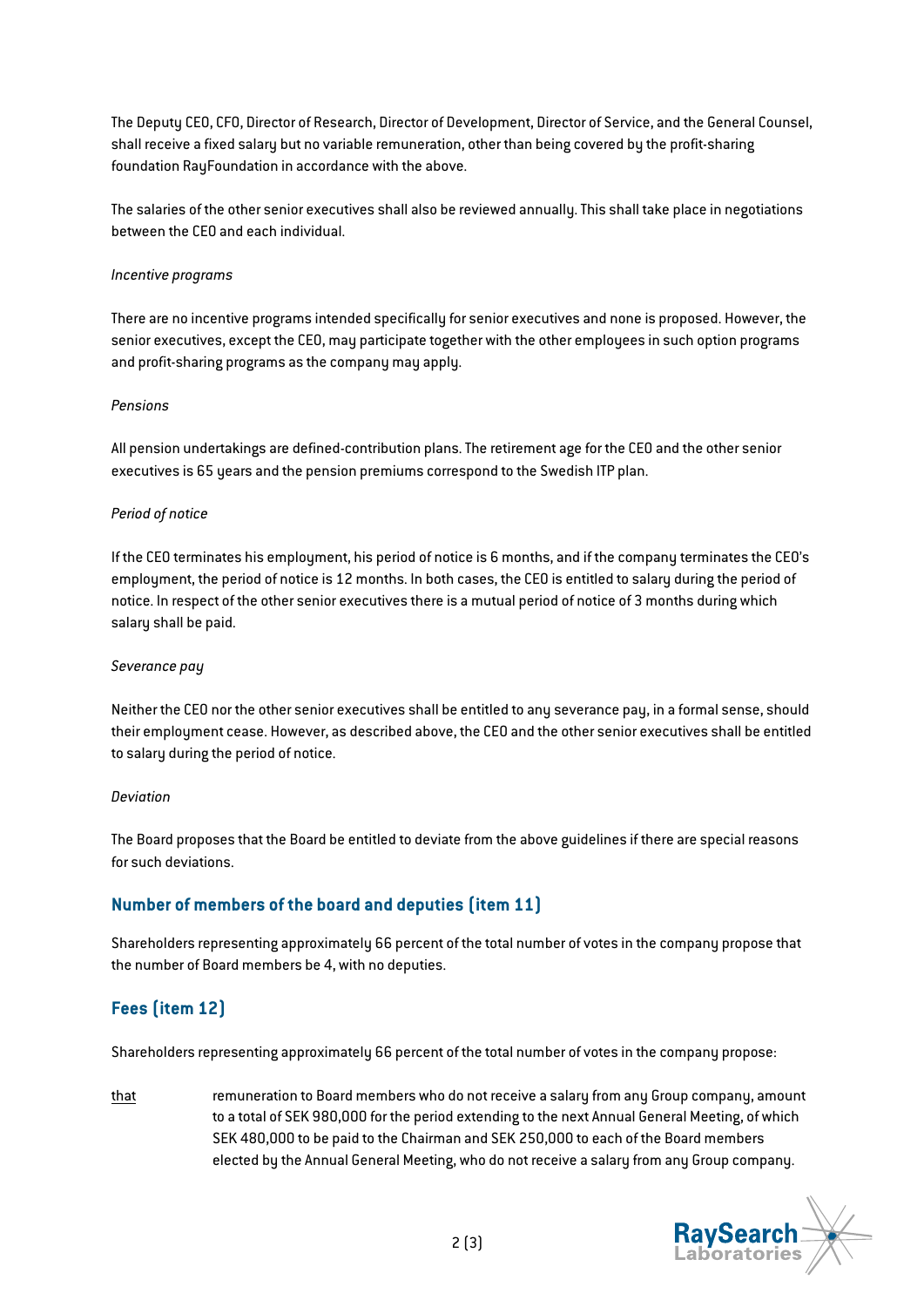The Deputy CEO, CFO, Director of Research, Director of Development, Director of Service, and the General Counsel, shall receive a fixed salary but no variable remuneration, other than being covered by the profit-sharing foundation RayFoundation in accordance with the above.

The salaries of the other senior executives shall also be reviewed annually. This shall take place in negotiations between the CEO and each individual.

*Incentive programs*

There are no incentive programs intended specifically for senior executives and none is proposed. However, the senior executives, except the CEO, may participate together with the other employees in such option programs and profit-sharing programs as the company may apply.

*Pensions*

All pension undertakings are defined-contribution plans. The retirement age for the CEO and the other senior executives is 65 years and the pension premiums correspond to the Swedish ITP plan.

*Period of notice*

If the CEO terminates his employment, his period of notice is 6 months, and if the company terminates the CEO's employment, the period of notice is 12 months. In both cases, the CEO is entitled to salary during the period of notice. In respect of the other senior executives there is a mutual period of notice of 3 months during which salary shall be paid.

*Severance pay*

Neither the CEO nor the other senior executives shall be entitled to any severance pay, in a formal sense, should their employment cease. However, as described above, the CEO and the other senior executives shall be entitled to salary during the period of notice.

*Deviation*

The Board proposes that the Board be entitled to deviate from the above guidelines if there are special reasons for such deviations.

## Number of members of the board and deputies (item 11)

Shareholders representing approximately 66 percent of the total number of votes in the company propose that the number of Board members be 4, with no deputies.

## Fees (item 12)

Shareholders representing approximately 66 percent of the total number of votes in the company propose:

<u>that</u> remuneration to Board members who do not receive a salary from any Group company, amount to a total of SEK 980,000 for the period extending to the next Annual General Meeting, of which SEK 480,000 to be paid to the Chairman and SEK 250,000 to each of the Board members elected by the Annual General Meeting, who do not receive a salary from any Group company.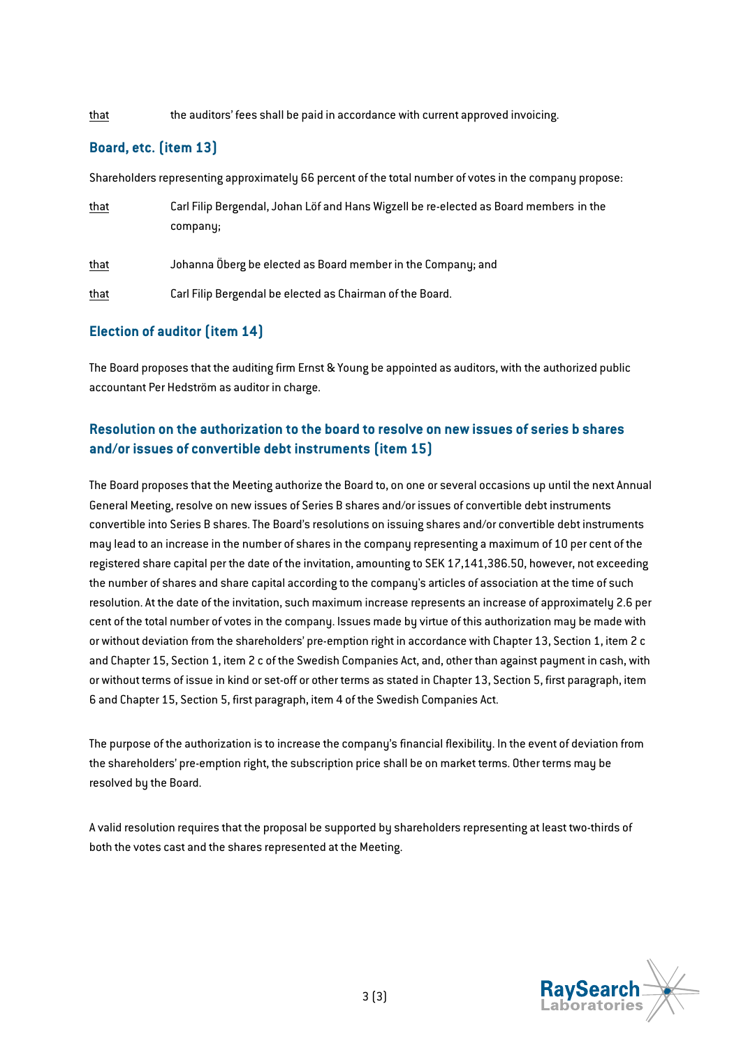<u>that</u> the auditors' fees shall be paid in accordance with current approved invoicing.

## Board, etc. (item 13)

Shareholders representing approximately 66 percent of the total number of votes in the company propose:

<u>that</u> Carl Filip Bergendal, Johan Löf and Hans Wigzell be re-elected as Board members in the company;

<u>that</u> Johanna Öberg be elected as Board member in the Company; and

<u>that</u> Carl Filip Bergendal be elected as Chairman of the Board.

## Election of auditor (item 14)

The Board proposes that the auditing firm Ernst & Young be appointed as auditors, with the authorized public accountant Per Hedström as auditor in charge.

## Resolution on the authorization to the board to resolve on new issues of series b shares and/or issues of convertible debt instruments (item 15)

The Board proposes that the Meeting authorize the Board to, on one or several occasions up until the next Annual General Meeting, resolve on new issues of Series B shares and/or issues of convertible debt instruments convertible into Series B shares. The Board's resolutions on issuing shares and/or convertible debt instruments may lead to an increase in the number of shares in the company representing a maximum of 10 per cent of the registered share capital per the date of the invitation, amounting to SEK 17,141,386.50, however, not exceeding the number of shares and share capital according to the company's articles of association at the time of such resolution. At the date of the invitation, such maximum increase represents an increase of approximately 2.6 per cent of the total number of votes in the company. Issues made by virtue of this authorization may be made with or without deviation from the shareholders' pre-emption right in accordance with Chapter 13, Section 1, item 2 c and Chapter 15, Section 1, item 2 c of the Swedish Companies Act, and, other than against payment in cash, with or without terms of issue in kind or set-off or other terms as stated in Chapter 13, Section 5, first paragraph, item 6 and Chapter 15, Section 5, first paragraph, item 4 of the Swedish Companies Act.

The purpose of the authorization is to increase the company's financial flexibility. In the event of deviation from the shareholders' pre-emption right, the subscription price shall be on market terms. Other terms may be resolved by the Board.

A valid resolution requires that the proposal be supported by shareholders representing at least two-thirds of both the votes cast and the shares represented at the Meeting.